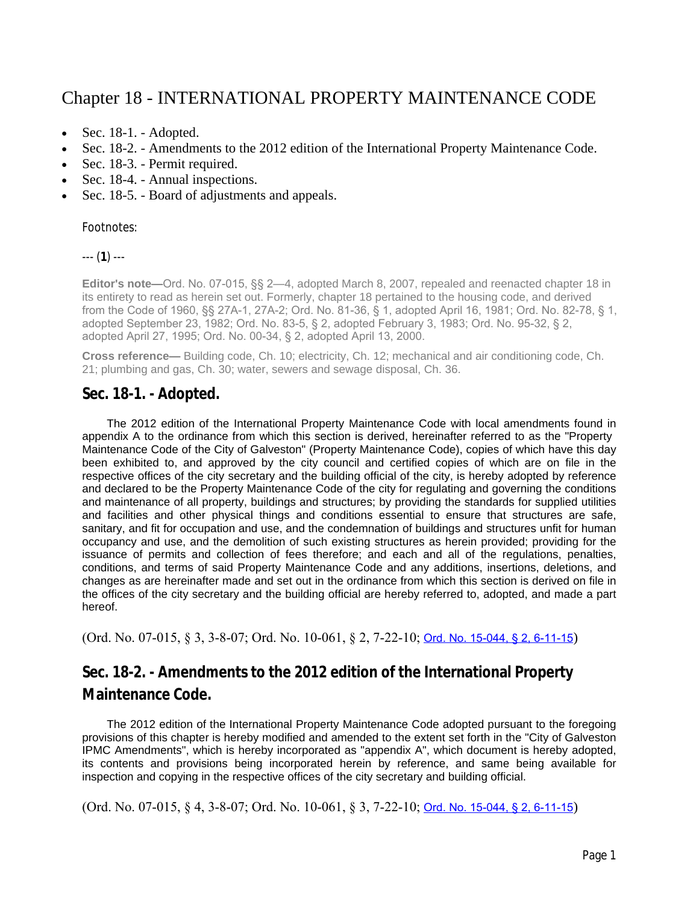# Chapter 18 - INTERNATIONAL PROPERTY MAINTENANCE CODE

- Sec. 18-1. - Adopted.
- Sec. 18-2. - Amendments to the 2012 edition of the International Property Maintenance Code.
- Sec. 18-3. - Permit required.
- Sec. 18-4. - Annual inspections.
- Sec. 18-5. - Board of adjustments and appeals.

Footnotes:

--- (**1**) ---

**Editor's note—**Ord. No. 07-015, §§ 2—4, adopted March 8, 2007, repealed and reenacted chapter 18 in its entirety to read as herein set out. Formerly, chapter 18 pertained to the housing code, and derived from the Code of 1960, §§ 27A-1, 27A-2; Ord. No. 81-36, § 1, adopted April 16, 1981; Ord. No. 82-78, § 1, adopted September 23, 1982; Ord. No. 83-5, § 2, adopted February 3, 1983; Ord. No. 95-32, § 2, adopted April 27, 1995; Ord. No. 00-34, § 2, adopted April 13, 2000.

**Cross reference—** Building code, Ch. 10; electricity, Ch. 12; mechanical and air conditioning code, Ch. 21; plumbing and gas, Ch. 30; water, sewers and sewage disposal, Ch. 36.

## Sec. 18-1. - Adopted.

The 2012 edition of the International Property Maintenance Code with local amendments found in appendix A to the ordinance from which this section is derived, hereinafter referred to as the "Property Maintenance Code of the City of Galveston" (Property Maintenance Code), copies of which have this day been exhibited to, and approved by the city council and certified copies of which are on file in the respective offices of the city secretary and the building official of the city, is hereby adopted by reference and declared to be the Property Maintenance Code of the city for regulating and governing the conditions and maintenance of all property, buildings and structures; by providing the standards for supplied utilities and facilities and other physical things and conditions essential to ensure that structures are safe, sanitary, and fit for occupation and use, and the condemnation of buildings and structures unfit for human occupancy and use, and the demolition of such existing structures as herein provided; providing for the issuance of permits and collection of fees therefore; and each and all of the regulations, penalties, conditions, and terms of said Property Maintenance Code and any additions, insertions, deletions, and changes as are hereinafter made and set out in the ordinance from which this section is derived on file in the offices of the city secretary and the building official are hereby referred to, adopted, and made a part hereof.

(Ord. No. 07-015, § 3, 3-8-07; Ord. No. 10-061, § 2, 7-22-10; Ord. No. 15-044, § 2, 6-11-15)

## Sec. 18-2. - Amendments to the 2012 edition of the International Property Maintenance Code.

The 2012 edition of the International Property Maintenance Code adopted pursuant to the foregoing provisions of this chapter is hereby modified and amended to the extent set forth in the "City of Galveston IPMC Amendments", which is hereby incorporated as "appendix A", which document is hereby adopted, its contents and provisions being incorporated herein by reference, and same being available for inspection and copying in the respective offices of the city secretary and building official.

(Ord. No. 07-015, § 4, 3-8-07; Ord. No. 10-061, § 3, 7-22-10; Ord. No. 15-044, § 2, 6-11-15)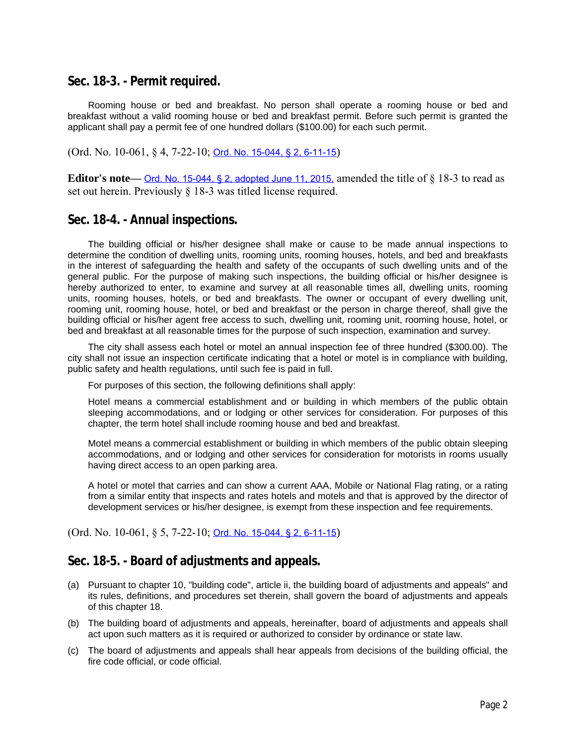## Sec. 18-3. - Permit required.

Rooming house or bed and breakfast. No person shall operate a rooming house or bed and breakfast without a valid rooming house or bed and breakfast permit. Before such permit is granted the applicant shall pay a permit fee of one hundred dollars ($100.00) for each such permit.

(Ord. No. 10-061, § 4, 7-22-10; Ord. No. 15-044, § 2, 6-11-15)

**Editor's note—** Ord. No. 15-044, § 2, adopted June 11, 2015, amended the title of § 18-3 to read as set out herein. Previously § 18-3 was titled license required.

## Sec. 18-4. - Annual inspections.

The building official or his/her designee shall make or cause to be made annual inspections to determine the condition of dwelling units, rooming units, rooming houses, hotels, and bed and breakfasts in the interest of safeguarding the health and safety of the occupants of such dwelling units and of the general public. For the purpose of making such inspections, the building official or his/her designee is hereby authorized to enter, to examine and survey at all reasonable times all, dwelling units, rooming units, rooming houses, hotels, or bed and breakfasts. The owner or occupant of every dwelling unit, rooming unit, rooming house, hotel, or bed and breakfast or the person in charge thereof, shall give the building official or his/her agent free access to such, dwelling unit, rooming unit, rooming house, hotel, or bed and breakfast at all reasonable times for the purpose of such inspection, examination and survey.

The city shall assess each hotel or motel an annual inspection fee of three hundred ($300.00). The city shall not issue an inspection certificate indicating that a hotel or motel is in compliance with building, public safety and health regulations, until such fee is paid in full.

For purposes of this section, the following definitions shall apply:

Hotel means a commercial establishment and or building in which members of the public obtain sleeping accommodations, and or lodging or other services for consideration. For purposes of this chapter, the term hotel shall include rooming house and bed and breakfast.

Motel means a commercial establishment or building in which members of the public obtain sleeping accommodations, and or lodging and other services for consideration for motorists in rooms usually having direct access to an open parking area.

A hotel or motel that carries and can show a current AAA, Mobile or National Flag rating, or a rating from a similar entity that inspects and rates hotels and motels and that is approved by the director of development services or his/her designee, is exempt from these inspection and fee requirements.

(Ord. No. 10-061, § 5, 7-22-10; Ord. No. 15-044, § 2, 6-11-15)

## Sec. 18-5. - Board of adjustments and appeals.

(a) Pursuant to chapter 10, "building code", article ii, the building board of adjustments and appeals" and its rules, definitions, and procedures set therein, shall govern the board of adjustments and appeals of this chapter 18.

(b) The building board of adjustments and appeals, hereinafter, board of adjustments and appeals shall act upon such matters as it is required or authorized to consider by ordinance or state law.

(c) The board of adjustments and appeals shall hear appeals from decisions of the building official, the fire code official, or code official.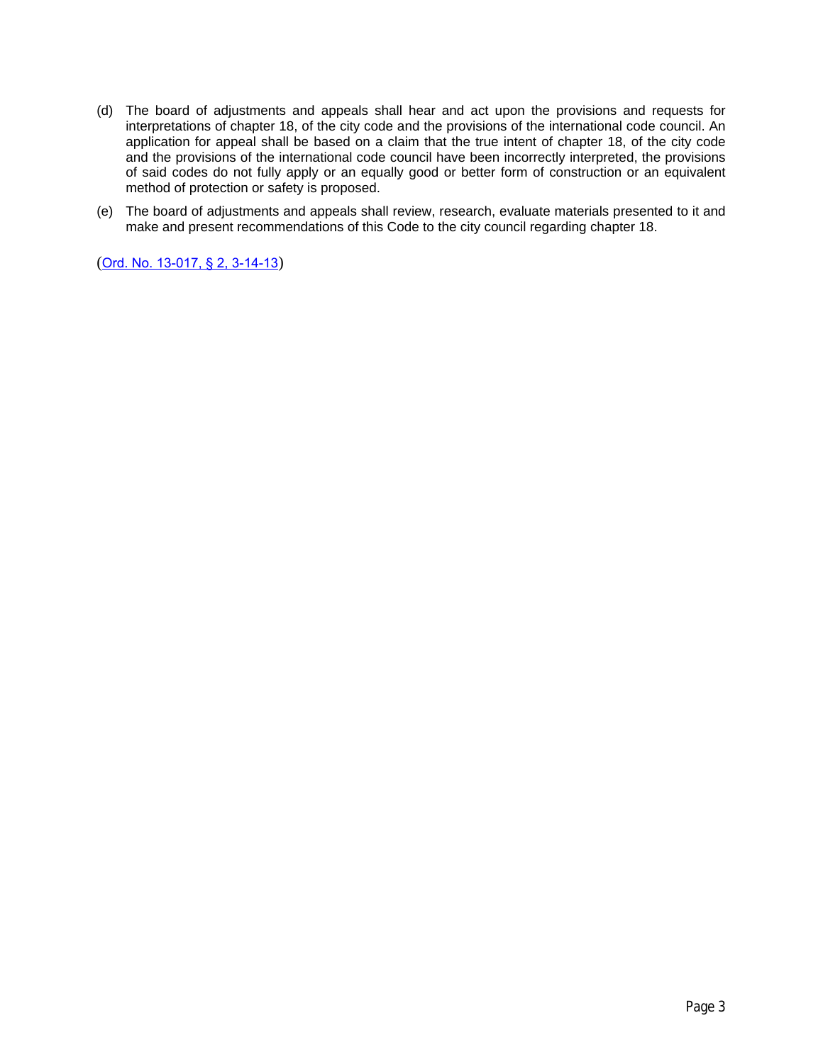(d) The board of adjustments and appeals shall hear and act upon the provisions and requests for interpretations of chapter 18, of the city code and the provisions of the international code council. An application for appeal shall be based on a claim that the true intent of chapter 18, of the city code and the provisions of the international code council have been incorrectly interpreted, the provisions of said codes do not fully apply or an equally good or better form of construction or an equivalent method of protection or safety is proposed.

(e) The board of adjustments and appeals shall review, research, evaluate materials presented to it and make and present recommendations of this Code to the city council regarding chapter 18.

(Ord. No. 13-017, § 2, 3-14-13)